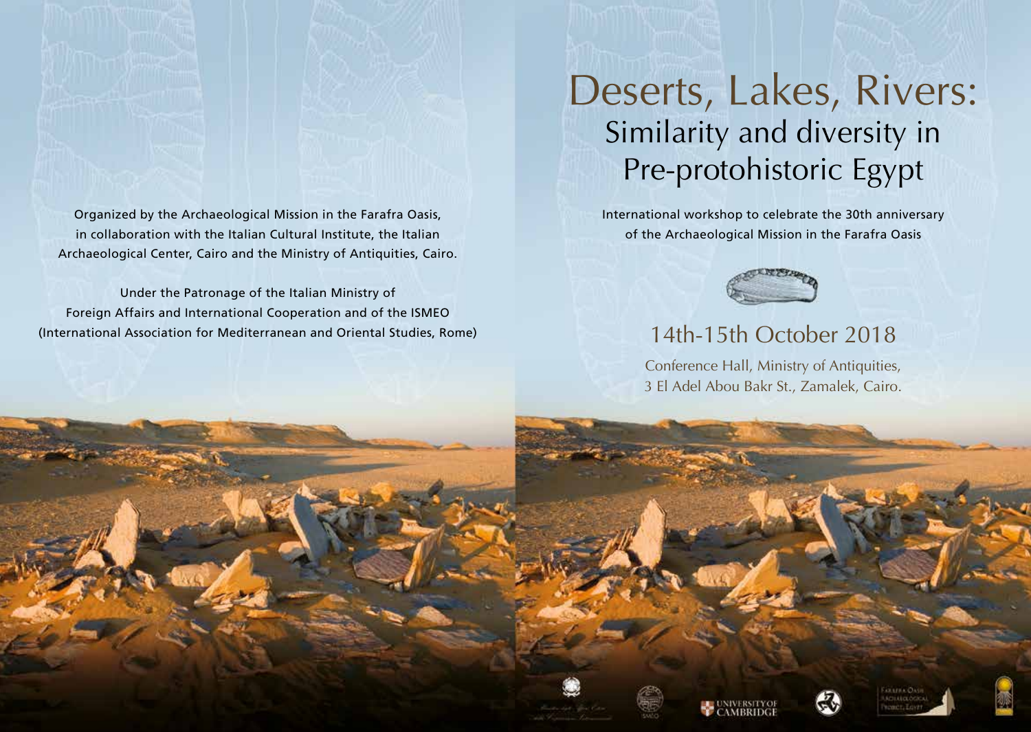# Deserts, Lakes, Rivers:
## Similarity and diversity in Pre-protohistoric Egypt

International workshop to celebrate the 30th anniversary of the Archaeological Mission in the Farafra Oasis

### 14th-15th October 2018

Conference Hall, Ministry of Antiquities,
3 El Adel Abou Bakr St., Zamalek, Cairo.

Organized by the Archaeological Mission in the Farafra Oasis, in collaboration with the Italian Cultural Institute, the Italian Archaeological Center, Cairo and the Ministry of Antiquities, Cairo.

Under the Patronage of the Italian Ministry of Foreign Affairs and International Cooperation and of the ISMEO (International Association for Mediterranean and Oriental Studies, Rome)

ISMEO

UNIVERSITY OF CAMBRIDGE

Farafra Oasis Archaeological Project, Egypt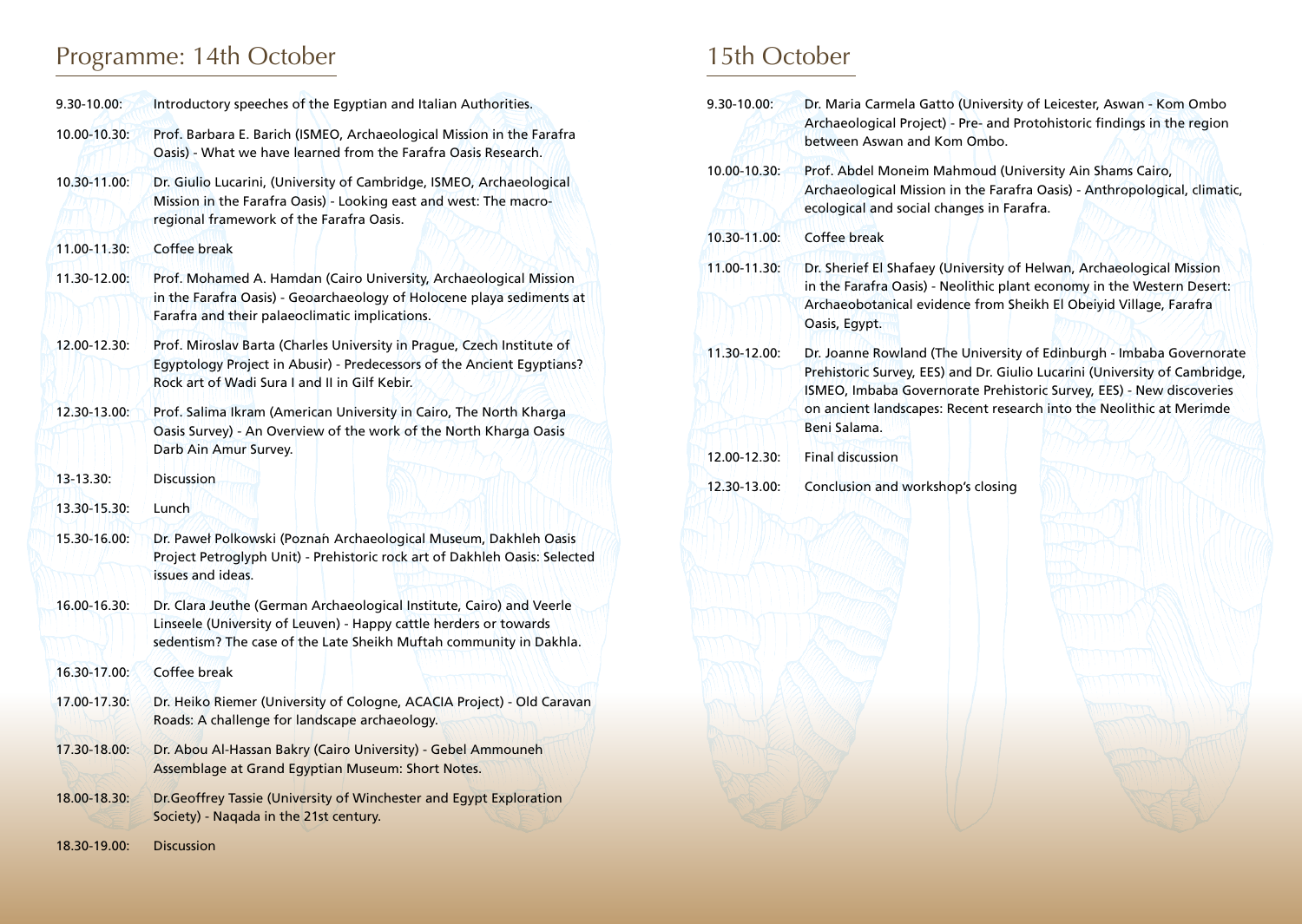## Programme: 14th October

| | |
|---|---|
| 9.30-10.00: | Introductory speeches of the Egyptian and Italian Authorities. |
| 10.00-10.30: | Prof. Barbara E. Barich (ISMEO, Archaeological Mission in the Farafra Oasis) - What we have learned from the Farafra Oasis Research. |
| 10.30-11.00: | Dr. Giulio Lucarini, (University of Cambridge, ISMEO, Archaeological Mission in the Farafra Oasis) - Looking east and west: The macro-regional framework of the Farafra Oasis. |
| 11.00-11.30: | Coffee break |
| 11.30-12.00: | Prof. Mohamed A. Hamdan (Cairo University, Archaeological Mission in the Farafra Oasis) - Geoarchaeology of Holocene playa sediments at Farafra and their palaeoclimatic implications. |
| 12.00-12.30: | Prof. Miroslav Barta (Charles University in Prague, Czech Institute of Egyptology Project in Abusir) - Predecessors of the Ancient Egyptians? Rock art of Wadi Sura I and II in Gilf Kebir. |
| 12.30-13.00: | Prof. Salima Ikram (American University in Cairo, The North Kharga Oasis Survey) - An Overview of the work of the North Kharga Oasis Darb Ain Amur Survey. |
| 13-13.30: | Discussion |
| 13.30-15.30: | Lunch |
| 15.30-16.00: | Dr. Paweł Polkowski (Poznań Archaeological Museum, Dakhleh Oasis Project Petroglyph Unit) - Prehistoric rock art of Dakhleh Oasis: Selected issues and ideas. |
| 16.00-16.30: | Dr. Clara Jeuthe (German Archaeological Institute, Cairo) and Veerle Linseele (University of Leuven) - Happy cattle herders or towards sedentism? The case of the Late Sheikh Muftah community in Dakhla. |
| 16.30-17.00: | Coffee break |
| 17.00-17.30: | Dr. Heiko Riemer (University of Cologne, ACACIA Project) - Old Caravan Roads: A challenge for landscape archaeology. |
| 17.30-18.00: | Dr. Abou Al-Hassan Bakry (Cairo University) - Gebel Ammouneh Assemblage at Grand Egyptian Museum: Short Notes. |
| 18.00-18.30: | Dr.Geoffrey Tassie (University of Winchester and Egypt Exploration Society) - Naqada in the 21st century. |
| 18.30-19.00: | Discussion |

## 15th October

| | |
|---|---|
| 9.30-10.00: | Dr. Maria Carmela Gatto (University of Leicester, Aswan - Kom Ombo Archaeological Project) - Pre- and Protohistoric findings in the region between Aswan and Kom Ombo. |
| 10.00-10.30: | Prof. Abdel Moneim Mahmoud (University Ain Shams Cairo, Archaeological Mission in the Farafra Oasis) - Anthropological, climatic, ecological and social changes in Farafra. |
| 10.30-11.00: | Coffee break |
| 11.00-11.30: | Dr. Sherief El Shafaey (University of Helwan, Archaeological Mission in the Farafra Oasis) - Neolithic plant economy in the Western Desert: Archaeobotanical evidence from Sheikh El Obeiyid Village, Farafra Oasis, Egypt. |
| 11.30-12.00: | Dr. Joanne Rowland (The University of Edinburgh - Imbaba Governorate Prehistoric Survey, EES) and Dr. Giulio Lucarini (University of Cambridge, ISMEO, Imbaba Governorate Prehistoric Survey, EES) - New discoveries on ancient landscapes: Recent research into the Neolithic at Merimde Beni Salama. |
| 12.00-12.30: | Final discussion |
| 12.30-13.00: | Conclusion and workshop's closing |